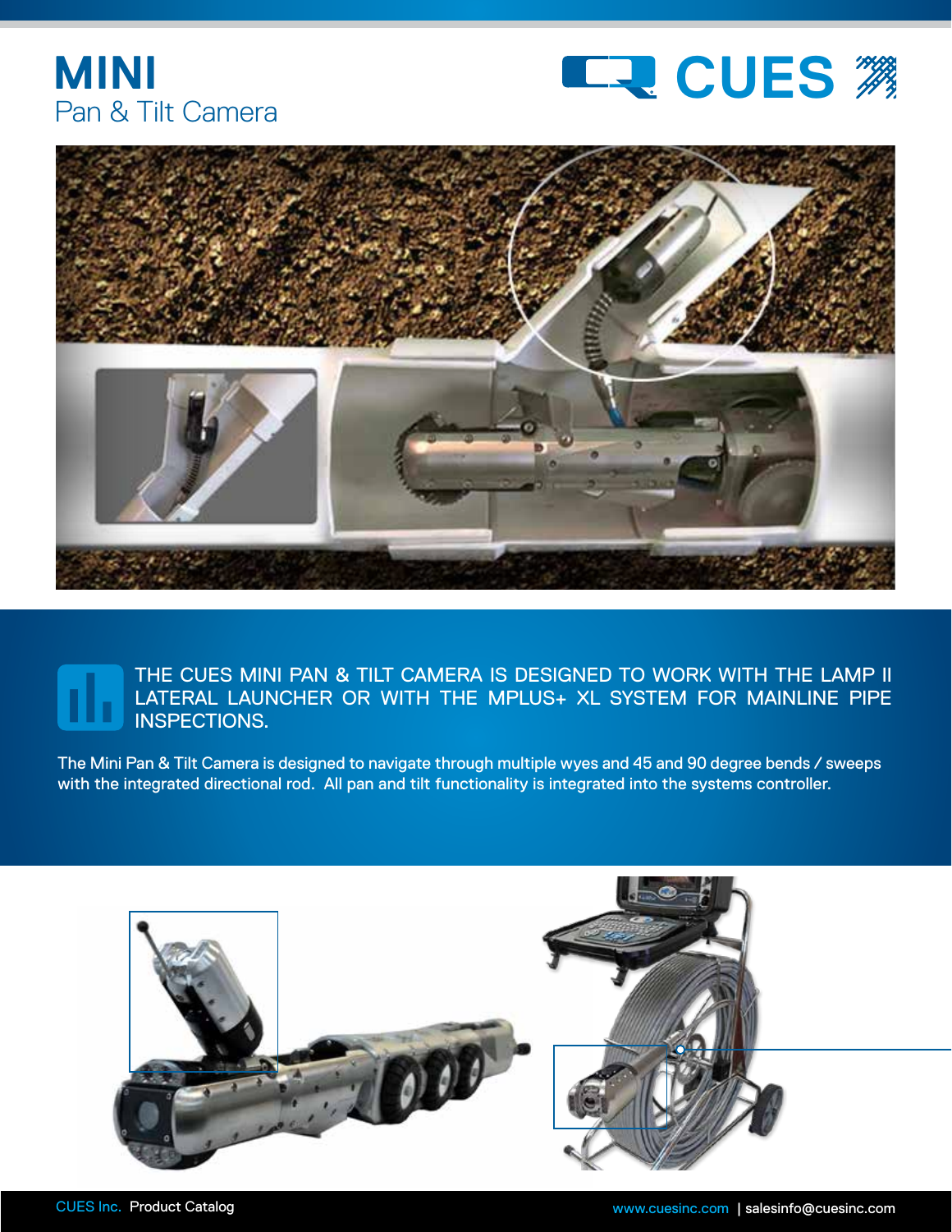# MINI
## Pan & Tilt Camera

THE CUES MINI PAN & TILT CAMERA IS DESIGNED TO WORK WITH THE LAMP II LATERAL LAUNCHER OR WITH THE MPLUS+ XL SYSTEM FOR MAINLINE PIPE INSPECTIONS.

The Mini Pan & Tilt Camera is designed to navigate through multiple wyes and 45 and 90 degree bends / sweeps with the integrated directional rod. All pan and tilt functionality is integrated into the systems controller.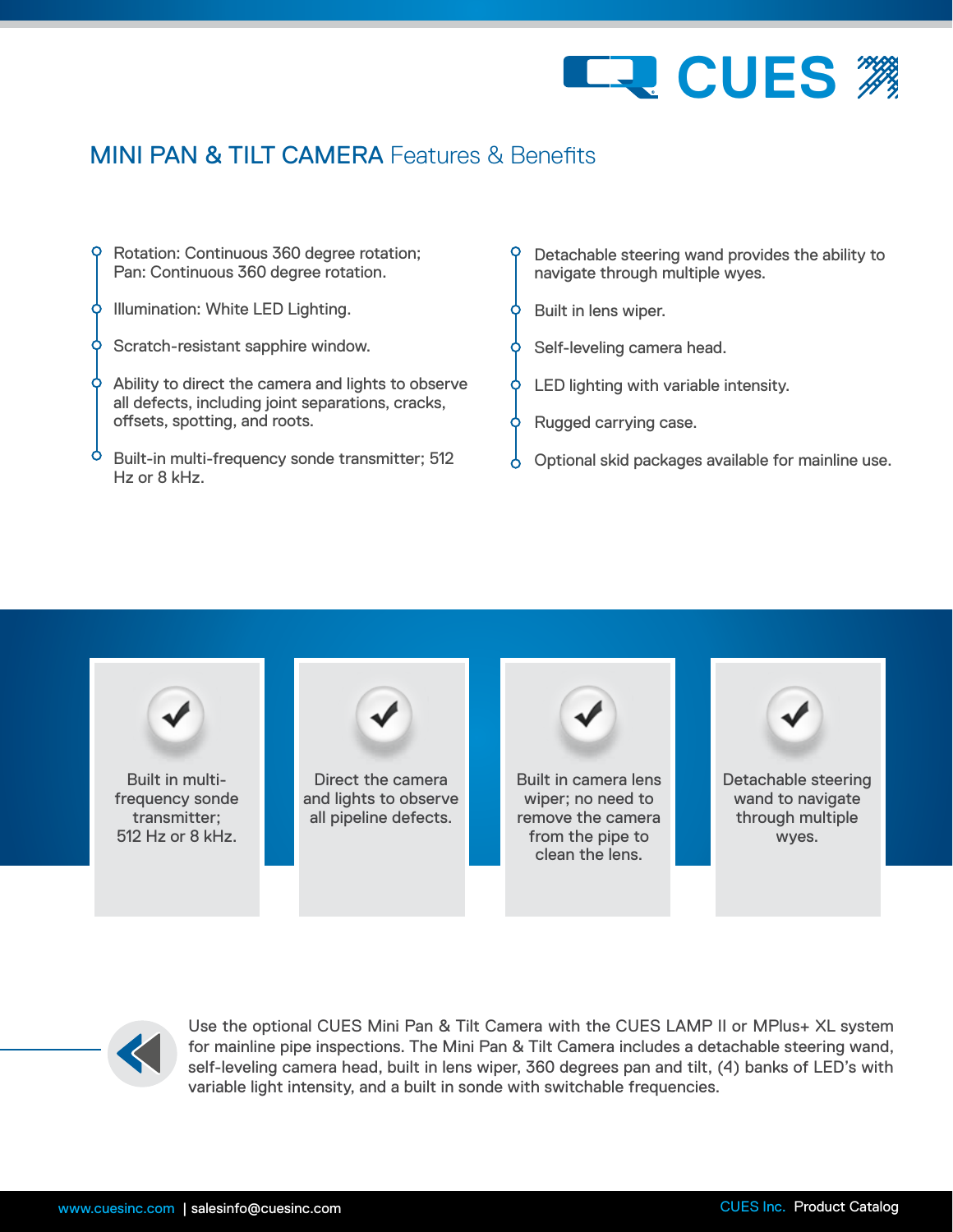# MINI PAN & TILT CAMERA Features & Benefits

- Rotation: Continuous 360 degree rotation; Pan: Continuous 360 degree rotation.
- Illumination: White LED Lighting.
- Scratch-resistant sapphire window.
- Ability to direct the camera and lights to observe all defects, including joint separations, cracks, offsets, spotting, and roots.
- Built-in multi-frequency sonde transmitter; 512 Hz or 8 kHz.
- Detachable steering wand provides the ability to navigate through multiple wyes.
- Built in lens wiper.
- Self-leveling camera head.
- LED lighting with variable intensity.
- Rugged carrying case.
- Optional skid packages available for mainline use.

✔ Built in multi-frequency sonde transmitter; 512 Hz or 8 kHz.

✔ Direct the camera and lights to observe all pipeline defects.

✔ Built in camera lens wiper; no need to remove the camera from the pipe to clean the lens.

✔ Detachable steering wand to navigate through multiple wyes.

Use the optional CUES Mini Pan & Tilt Camera with the CUES LAMP II or MPlus+ XL system for mainline pipe inspections. The Mini Pan & Tilt Camera includes a detachable steering wand, self-leveling camera head, built in lens wiper, 360 degrees pan and tilt, (4) banks of LED's with variable light intensity, and a built in sonde with switchable frequencies.